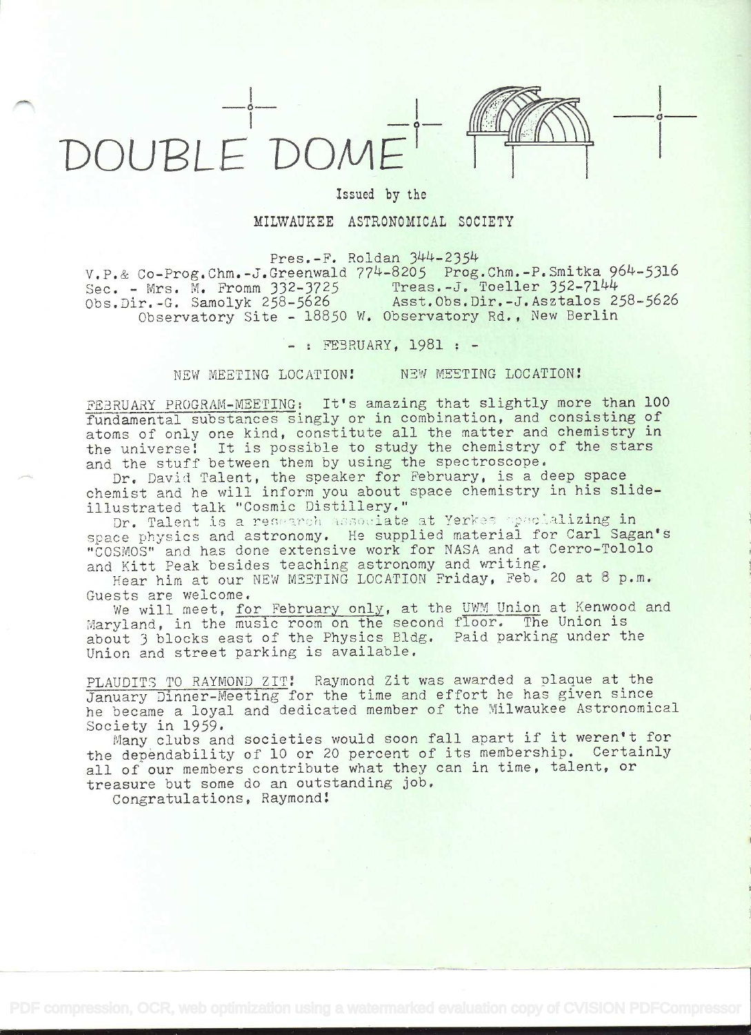# DOUBLE DOME

Issued by the

MILWAUKEE ASTRONOMICAL SOCIETY

Pres.-F. Roldan 344-2354
V.P.& Co-Prog.Chm.-J.Greenwald 774-8205 Prog.Chm.-P.Smitka 964-5316
Sec. - Mrs. M. Fromm 332-3725 Treas.-J. Toeller 352-7144
Obs.Dir.-G. Samolyk 258-5626 Asst.Obs.Dir.-J.Asztalos 258-5626
Observatory Site - 18850 W. Observatory Rd., New Berlin

- : FEBRUARY, 1981 : -

NEW MEETING LOCATION! NEW MEETING LOCATION!

FEBRUARY PROGRAM-MEETING: It's amazing that slightly more than 100 fundamental substances singly or in combination, and consisting of atoms of only one kind, constitute all the matter and chemistry in the universe! It is possible to study the chemistry of the stars and the stuff between them by using the spectroscope.

Dr. David Talent, the speaker for February, is a deep space chemist and he will inform you about space chemistry in his slide-illustrated talk "Cosmic Distillery."

Dr. Talent is a research associate at Yerkes specializing in space physics and astronomy. He supplied material for Carl Sagan's "COSMOS" and has done extensive work for NASA and at Cerro-Tololo and Kitt Peak besides teaching astronomy and writing.

Hear him at our NEW MEETING LOCATION Friday, Feb. 20 at 8 p.m. Guests are welcome.

We will meet, for February only, at the UWM Union at Kenwood and Maryland, in the music room on the second floor. The Union is about 3 blocks east of the Physics Bldg. Paid parking under the Union and street parking is available.

PLAUDITS TO RAYMOND ZIT! Raymond Zit was awarded a plaque at the January Dinner-Meeting for the time and effort he has given since he became a loyal and dedicated member of the Milwaukee Astronomical Society in 1959.

Many clubs and societies would soon fall apart if it weren't for the dependability of 10 or 20 percent of its membership. Certainly all of our members contribute what they can in time, talent, or treasure but some do an outstanding job.

Congratulations, Raymond!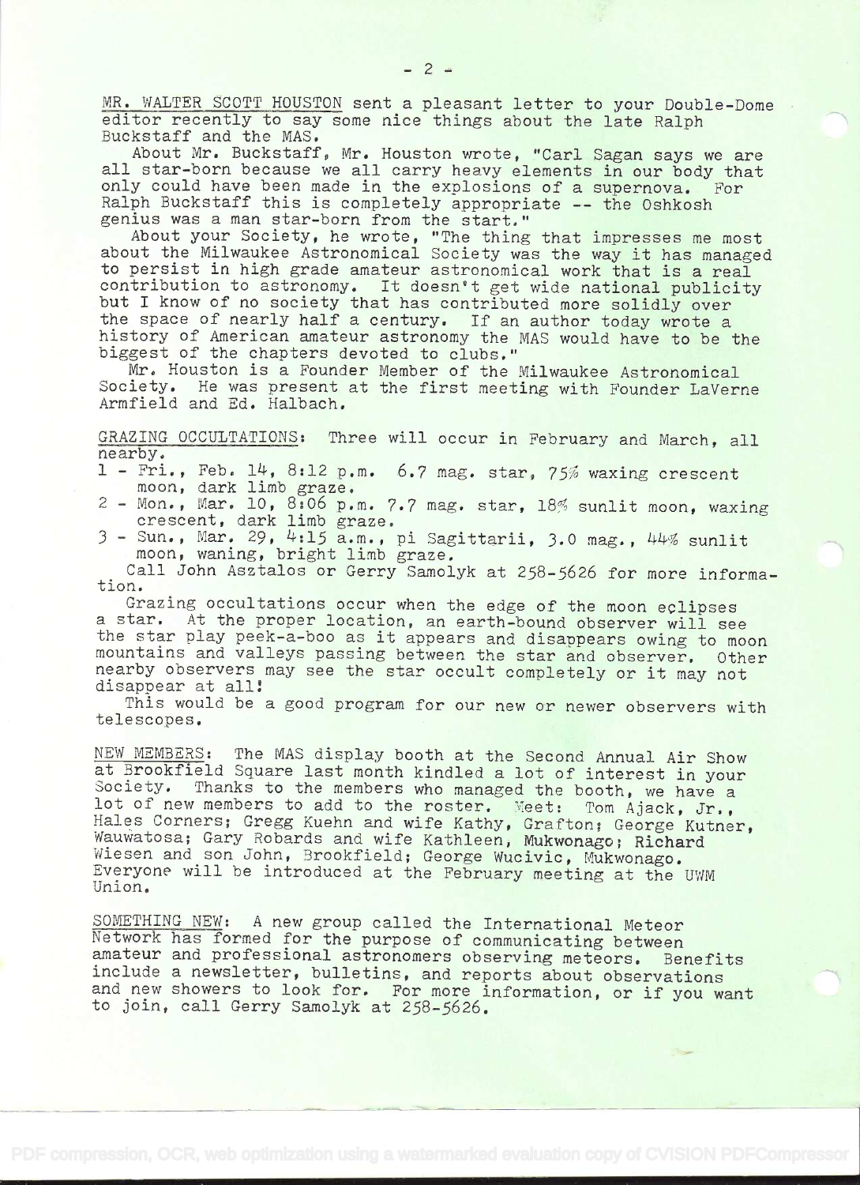MR. WALTER SCOTT HOUSTON sent a pleasant letter to your Double-Dome editor recently to say some nice things about the late Ralph Buckstaff and the MAS.

About Mr. Buckstaff, Mr. Houston wrote, "Carl Sagan says we are all star-born because we all carry heavy elements in our body that only could have been made in the explosions of a supernova. For Ralph Buckstaff this is completely appropriate -- the Oshkosh genius was a man star-born from the start."

About your Society, he wrote, "The thing that impresses me most about the Milwaukee Astronomical Society was the way it has managed to persist in high grade amateur astronomical work that is a real contribution to astronomy. It doesn't get wide national publicity but I know of no society that has contributed more solidly over the space of nearly half a century. If an author today wrote a history of American amateur astronomy the MAS would have to be the biggest of the chapters devoted to clubs."

Mr. Houston is a Founder Member of the Milwaukee Astronomical Society. He was present at the first meeting with Founder LaVerne Armfield and Ed. Halbach.

GRAZING OCCULTATIONS: Three will occur in February and March, all nearby.

1 - Fri., Feb. 14, 8:12 p.m. 6.7 mag. star, 75% waxing crescent moon, dark limb graze.
2 - Mon., Mar. 10, 8:06 p.m. 7.7 mag. star, 18% sunlit moon, waxing crescent, dark limb graze.
3 - Sun., Mar. 29, 4:15 a.m., pi Sagittarii, 3.0 mag., 44% sunlit moon, waning, bright limb graze.

Call John Asztalos or Gerry Samolyk at 258-5626 for more information.

Grazing occultations occur when the edge of the moon eclipses a star. At the proper location, an earth-bound observer will see the star play peek-a-boo as it appears and disappears owing to moon mountains and valleys passing between the star and observer. Other nearby observers may see the star occult completely or it may not disappear at all!

This would be a good program for our new or newer observers with telescopes.

NEW MEMBERS: The MAS display booth at the Second Annual Air Show at Brookfield Square last month kindled a lot of interest in your Society. Thanks to the members who managed the booth, we have a lot of new members to add to the roster. Meet: Tom Ajack, Jr., Hales Corners; Gregg Kuehn and wife Kathy, Grafton; George Kutner, Wauwatosa; Gary Robards and wife Kathleen, Mukwonago; Richard Wiesen and son John, Brookfield; George Wucivic, Mukwonago. Everyone will be introduced at the February meeting at the UWM Union.

SOMETHING NEW: A new group called the International Meteor Network has formed for the purpose of communicating between amateur and professional astronomers observing meteors. Benefits include a newsletter, bulletins, and reports about observations and new showers to look for. For more information, or if you want to join, call Gerry Samolyk at 258-5626.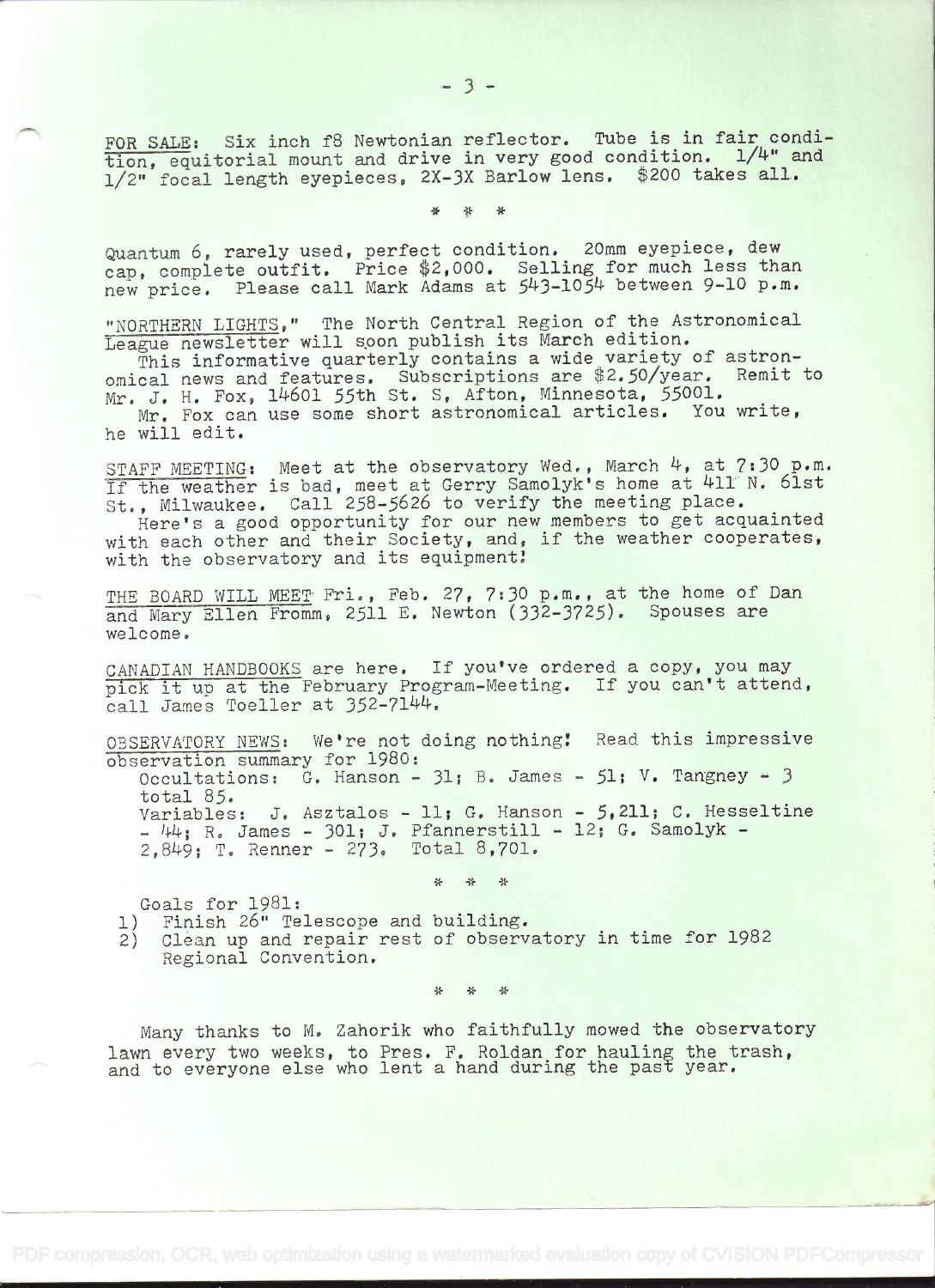FOR SALE: Six inch f8 Newtonian reflector. Tube is in fair condition, equitorial mount and drive in very good condition. 1/4" and 1/2" focal length eyepieces, 2X-3X Barlow lens. $200 takes all.

\* \* \*

Quantum 6, rarely used, perfect condition. 20mm eyepiece, dew cap, complete outfit. Price $2,000. Selling for much less than new price. Please call Mark Adams at 543-1054 between 9-10 p.m.

"NORTHERN LIGHTS," The North Central Region of the Astronomical League newsletter will soon publish its March edition.

This informative quarterly contains a wide variety of astronomical news and features. Subscriptions are $2.50/year. Remit to Mr. J. H. Fox, 14601 55th St. S, Afton, Minnesota, 55001.

Mr. Fox can use some short astronomical articles. You write, he will edit.

STAFF MEETING: Meet at the observatory Wed., March 4, at 7:30 p.m. If the weather is bad, meet at Gerry Samolyk's home at 411 N. 61st St., Milwaukee. Call 258-5626 to verify the meeting place.

Here's a good opportunity for our new members to get acquainted with each other and their Society, and, if the weather cooperates, with the observatory and its equipment!

THE BOARD WILL MEET Fri., Feb. 27, 7:30 p.m., at the home of Dan and Mary Ellen Fromm, 2511 E. Newton (332-3725). Spouses are welcome.

CANADIAN HANDBOOKS are here. If you've ordered a copy, you may pick it up at the February Program-Meeting. If you can't attend, call James Toeller at 352-7144.

OBSERVATORY NEWS: We're not doing nothing! Read this impressive observation summary for 1980:

Occultations: G. Hanson - 31; B. James - 51; V. Tangney - 3 total 85.

Variables: J. Asztalos - 11; G. Hanson - 5,211; C. Hesseltine - 44; R. James - 301; J. Pfannerstill - 12; G. Samolyk - 2,849; T. Renner - 273. Total 8,701.

\* \* \*

Goals for 1981:

1) Finish 26" Telescope and building.
2) Clean up and repair rest of observatory in time for 1982 Regional Convention.

\* \* \*

Many thanks to M. Zahorik who faithfully mowed the observatory lawn every two weeks, to Pres. F. Roldan for hauling the trash, and to everyone else who lent a hand during the past year.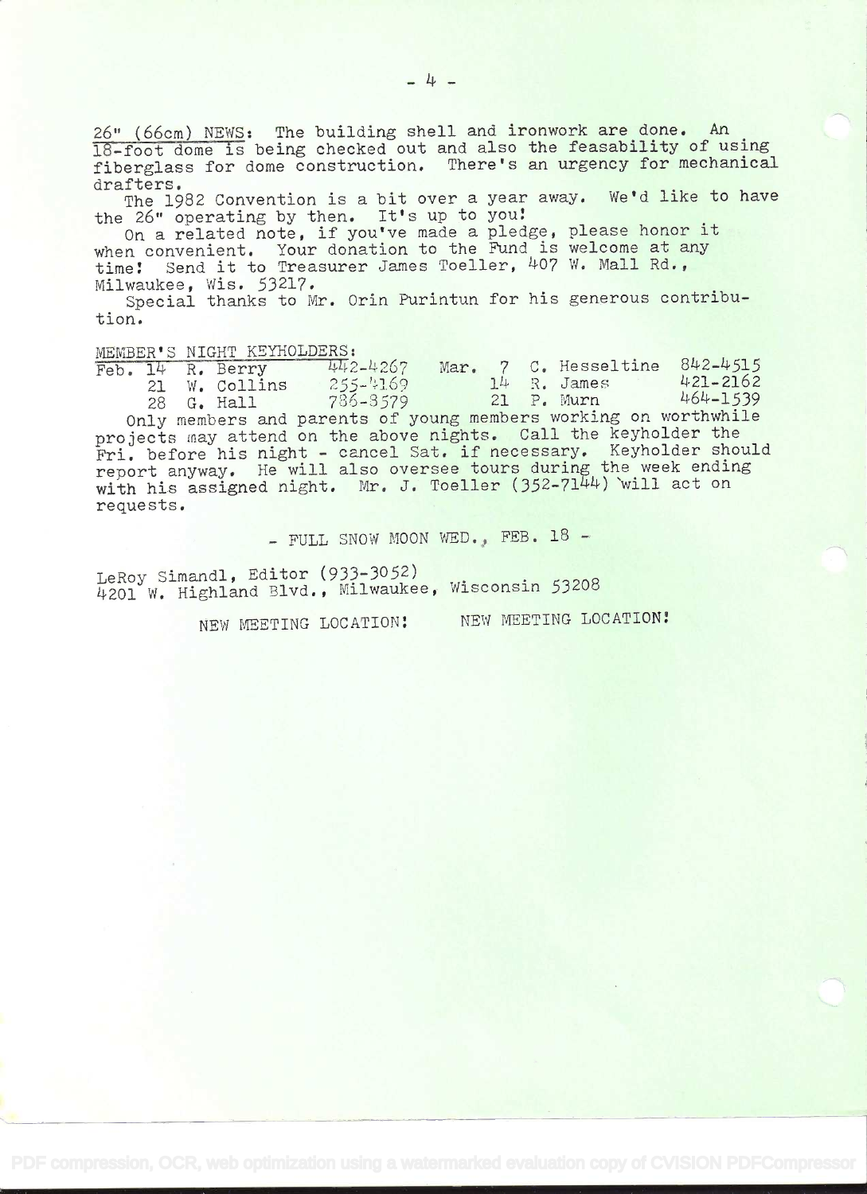26" (66cm) NEWS: The building shell and ironwork are done. An 18-foot dome is being checked out and also the feasability of using fiberglass for dome construction. There's an urgency for mechanical drafters.

The 1982 Convention is a bit over a year away. We'd like to have the 26" operating by then. It's up to you!

On a related note, if you've made a pledge, please honor it when convenient. Your donation to the Fund is welcome at any time! Send it to Treasurer James Toeller, 407 W. Mall Rd., Milwaukee, Wis. 53217.

Special thanks to Mr. Orin Purintun for his generous contribution.

MEMBER'S NIGHT KEYHOLDERS:

| | | | | | |
|---|---|---|---|---|---|
| Feb. 14 | R. Berry | 442-4267 | Mar. 7 | C. Hesseltine | 842-4515 |
| 21 | W. Collins | 255-4169 | 14 | R. James | 421-2162 |
| 28 | G. Hall | 786-8579 | 21 | P. Murn | 464-1539 |

Only members and parents of young members working on worthwhile projects may attend on the above nights. Call the keyholder the Fri. before his night - cancel Sat. if necessary. Keyholder should report anyway. He will also oversee tours during the week ending with his assigned night. Mr. J. Toeller (352-7144) will act on requests.

- FULL SNOW MOON WED., FEB. 18 -

LeRoy Simandl, Editor (933-3052)
4201 W. Highland Blvd., Milwaukee, Wisconsin 53208

NEW MEETING LOCATION! NEW MEETING LOCATION!